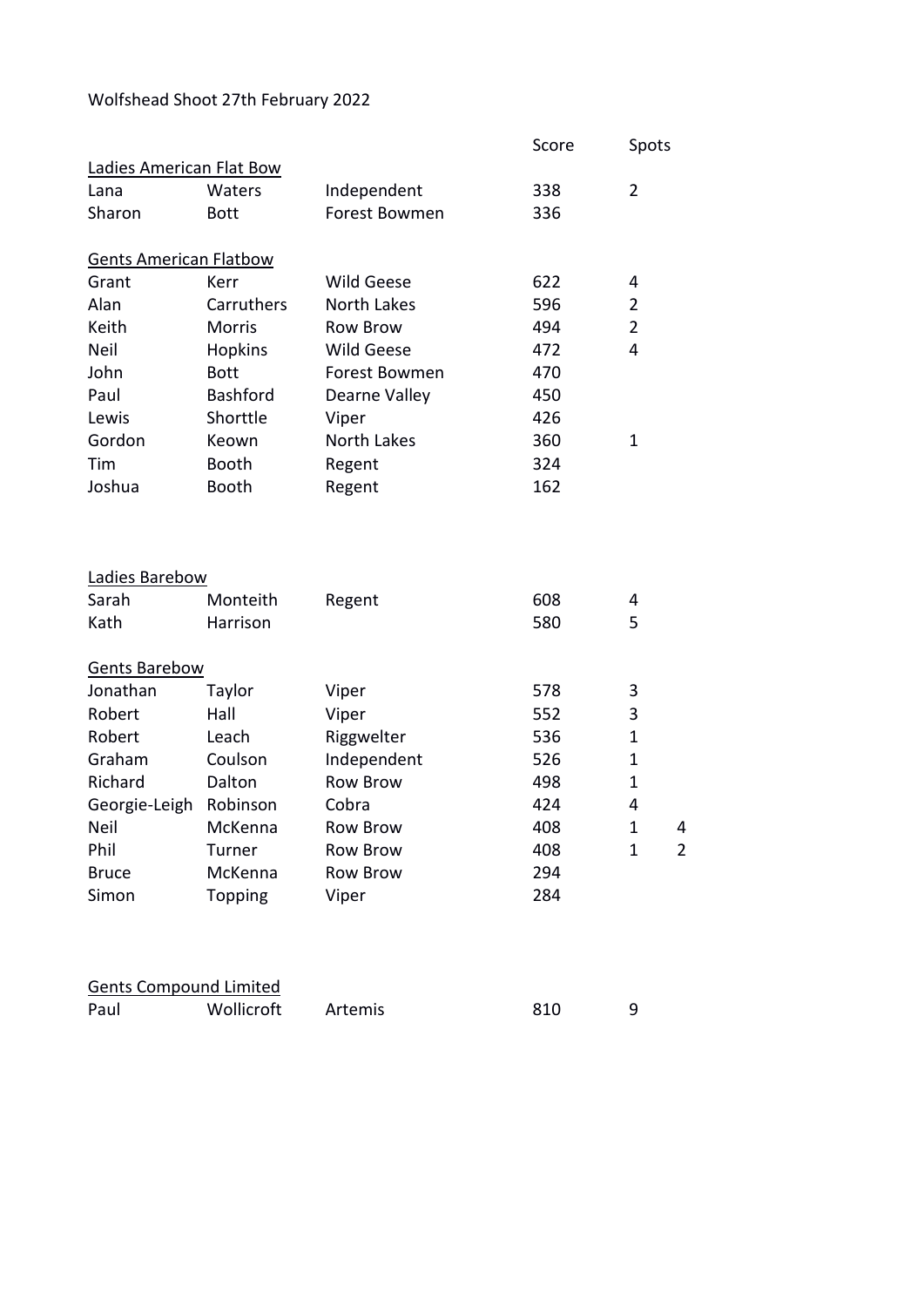Wolfshead Shoot 27th February 2022

| | | | Score | Spots | |
|---|---|---|---|---|---|
| **Ladies American Flat Bow** | | | | | |
| Lana | Waters | Independent | 338 | 2 | |
| Sharon | Bott | Forest Bowmen | 336 | | |
| | | | | | |
| **Gents American Flatbow** | | | | | |
| Grant | Kerr | Wild Geese | 622 | 4 | |
| Alan | Carruthers | North Lakes | 596 | 2 | |
| Keith | Morris | Row Brow | 494 | 2 | |
| Neil | Hopkins | Wild Geese | 472 | 4 | |
| John | Bott | Forest Bowmen | 470 | | |
| Paul | Bashford | Dearne Valley | 450 | | |
| Lewis | Shorttle | Viper | 426 | | |
| Gordon | Keown | North Lakes | 360 | 1 | |
| Tim | Booth | Regent | 324 | | |
| Joshua | Booth | Regent | 162 | | |
| | | | | | |
| **Ladies Barebow** | | | | | |
| Sarah | Monteith | Regent | 608 | 4 | |
| Kath | Harrison | | 580 | 5 | |
| | | | | | |
| **Gents Barebow** | | | | | |
| Jonathan | Taylor | Viper | 578 | 3 | |
| Robert | Hall | Viper | 552 | 3 | |
| Robert | Leach | Riggwelter | 536 | 1 | |
| Graham | Coulson | Independent | 526 | 1 | |
| Richard | Dalton | Row Brow | 498 | 1 | |
| Georgie-Leigh | Robinson | Cobra | 424 | 4 | |
| Neil | McKenna | Row Brow | 408 | 1 | 4 |
| Phil | Turner | Row Brow | 408 | 1 | 2 |
| Bruce | McKenna | Row Brow | 294 | | |
| Simon | Topping | Viper | 284 | | |
| | | | | | |
| **Gents Compound Limited** | | | | | |
| Paul | Wollicroft | Artemis | 810 | 9 | |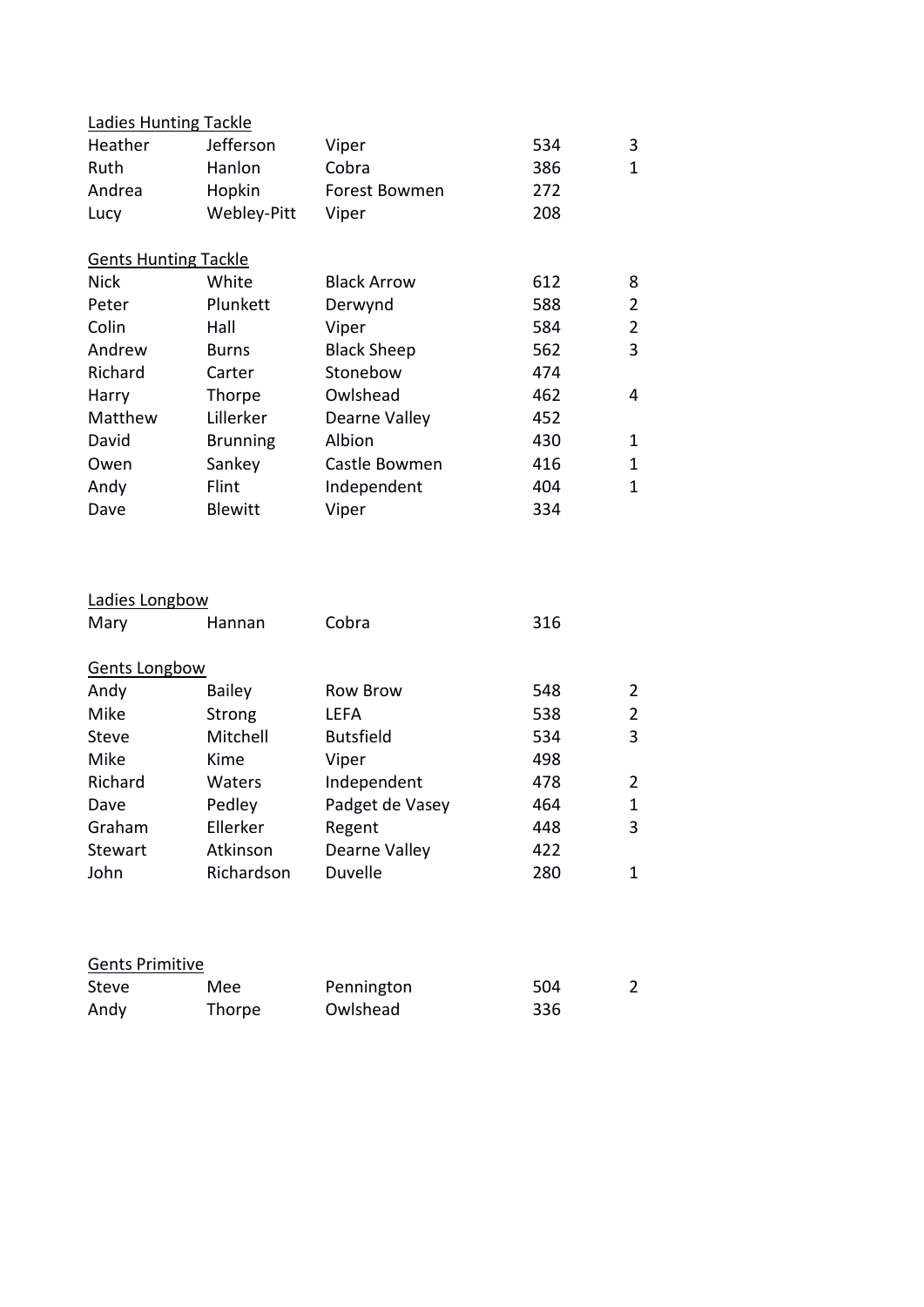<u>Ladies Hunting Tackle</u>

| | | | | |
|---|---|---|---|---|
| Heather | Jefferson | Viper | 534 | 3 |
| Ruth | Hanlon | Cobra | 386 | 1 |
| Andrea | Hopkin | Forest Bowmen | 272 | |
| Lucy | Webley-Pitt | Viper | 208 | |

<u>Gents Hunting Tackle</u>

| | | | | |
|---|---|---|---|---|
| Nick | White | Black Arrow | 612 | 8 |
| Peter | Plunkett | Derwynd | 588 | 2 |
| Colin | Hall | Viper | 584 | 2 |
| Andrew | Burns | Black Sheep | 562 | 3 |
| Richard | Carter | Stonebow | 474 | |
| Harry | Thorpe | Owlshead | 462 | 4 |
| Matthew | Lillerker | Dearne Valley | 452 | |
| David | Brunning | Albion | 430 | 1 |
| Owen | Sankey | Castle Bowmen | 416 | 1 |
| Andy | Flint | Independent | 404 | 1 |
| Dave | Blewitt | Viper | 334 | |

<u>Ladies Longbow</u>

| | | | | |
|---|---|---|---|---|
| Mary | Hannan | Cobra | 316 | |

<u>Gents Longbow</u>

| | | | | |
|---|---|---|---|---|
| Andy | Bailey | Row Brow | 548 | 2 |
| Mike | Strong | LEFA | 538 | 2 |
| Steve | Mitchell | Butsfield | 534 | 3 |
| Mike | Kime | Viper | 498 | |
| Richard | Waters | Independent | 478 | 2 |
| Dave | Pedley | Padget de Vasey | 464 | 1 |
| Graham | Ellerker | Regent | 448 | 3 |
| Stewart | Atkinson | Dearne Valley | 422 | |
| John | Richardson | Duvelle | 280 | 1 |

<u>Gents Primitive</u>

| | | | | |
|---|---|---|---|---|
| Steve | Mee | Pennington | 504 | 2 |
| Andy | Thorpe | Owlshead | 336 | |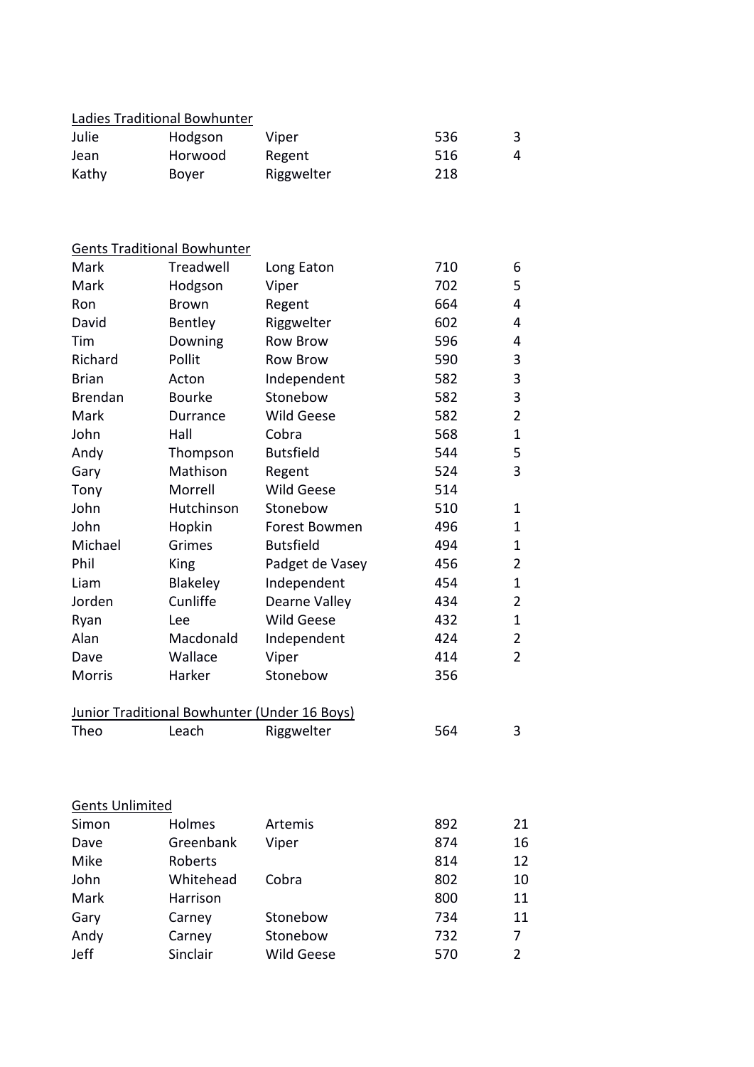Ladies Traditional Bowhunter

| | | | | |
|---|---|---|---|---|
| Julie | Hodgson | Viper | 536 | 3 |
| Jean | Horwood | Regent | 516 | 4 |
| Kathy | Boyer | Riggwelter | 218 | |

Gents Traditional Bowhunter

| | | | | |
|---|---|---|---|---|
| Mark | Treadwell | Long Eaton | 710 | 6 |
| Mark | Hodgson | Viper | 702 | 5 |
| Ron | Brown | Regent | 664 | 4 |
| David | Bentley | Riggwelter | 602 | 4 |
| Tim | Downing | Row Brow | 596 | 4 |
| Richard | Pollit | Row Brow | 590 | 3 |
| Brian | Acton | Independent | 582 | 3 |
| Brendan | Bourke | Stonebow | 582 | 3 |
| Mark | Durrance | Wild Geese | 582 | 2 |
| John | Hall | Cobra | 568 | 1 |
| Andy | Thompson | Butsfield | 544 | 5 |
| Gary | Mathison | Regent | 524 | 3 |
| Tony | Morrell | Wild Geese | 514 | |
| John | Hutchinson | Stonebow | 510 | 1 |
| John | Hopkin | Forest Bowmen | 496 | 1 |
| Michael | Grimes | Butsfield | 494 | 1 |
| Phil | King | Padget de Vasey | 456 | 2 |
| Liam | Blakeley | Independent | 454 | 1 |
| Jorden | Cunliffe | Dearne Valley | 434 | 2 |
| Ryan | Lee | Wild Geese | 432 | 1 |
| Alan | Macdonald | Independent | 424 | 2 |
| Dave | Wallace | Viper | 414 | 2 |
| Morris | Harker | Stonebow | 356 | |

Junior Traditional Bowhunter (Under 16 Boys)

| | | | | |
|---|---|---|---|---|
| Theo | Leach | Riggwelter | 564 | 3 |

Gents Unlimited

| | | | | |
|---|---|---|---|---|
| Simon | Holmes | Artemis | 892 | 21 |
| Dave | Greenbank | Viper | 874 | 16 |
| Mike | Roberts | | 814 | 12 |
| John | Whitehead | Cobra | 802 | 10 |
| Mark | Harrison | | 800 | 11 |
| Gary | Carney | Stonebow | 734 | 11 |
| Andy | Carney | Stonebow | 732 | 7 |
| Jeff | Sinclair | Wild Geese | 570 | 2 |